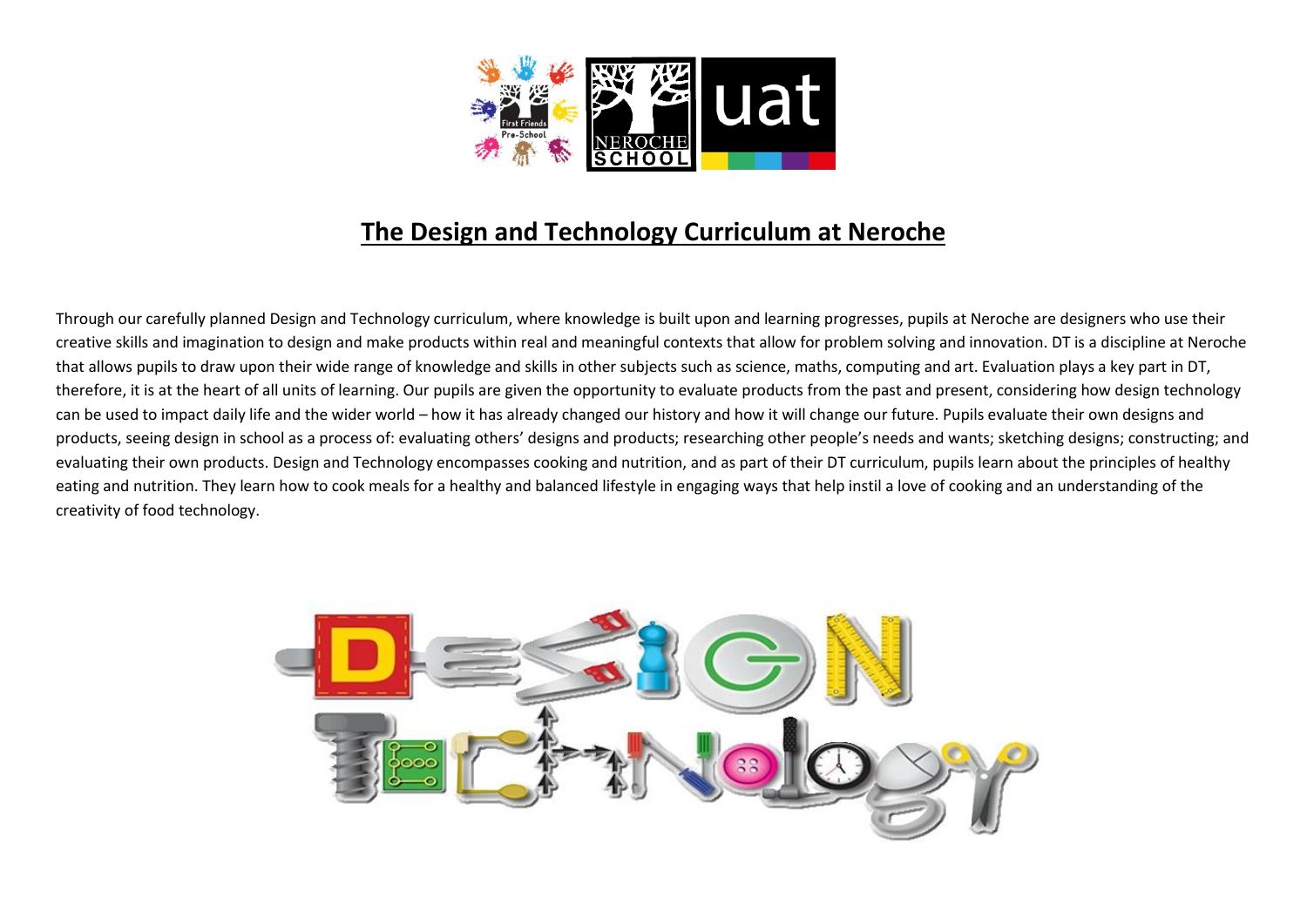# The Design and Technology Curriculum at Neroche

Through our carefully planned Design and Technology curriculum, where knowledge is built upon and learning progresses, pupils at Neroche are designers who use their creative skills and imagination to design and make products within real and meaningful contexts that allow for problem solving and innovation. DT is a discipline at Neroche that allows pupils to draw upon their wide range of knowledge and skills in other subjects such as science, maths, computing and art. Evaluation plays a key part in DT, therefore, it is at the heart of all units of learning. Our pupils are given the opportunity to evaluate products from the past and present, considering how design technology can be used to impact daily life and the wider world – how it has already changed our history and how it will change our future. Pupils evaluate their own designs and products, seeing design in school as a process of: evaluating others' designs and products; researching other people's needs and wants; sketching designs; constructing; and evaluating their own products. Design and Technology encompasses cooking and nutrition, and as part of their DT curriculum, pupils learn about the principles of healthy eating and nutrition. They learn how to cook meals for a healthy and balanced lifestyle in engaging ways that help instil a love of cooking and an understanding of the creativity of food technology.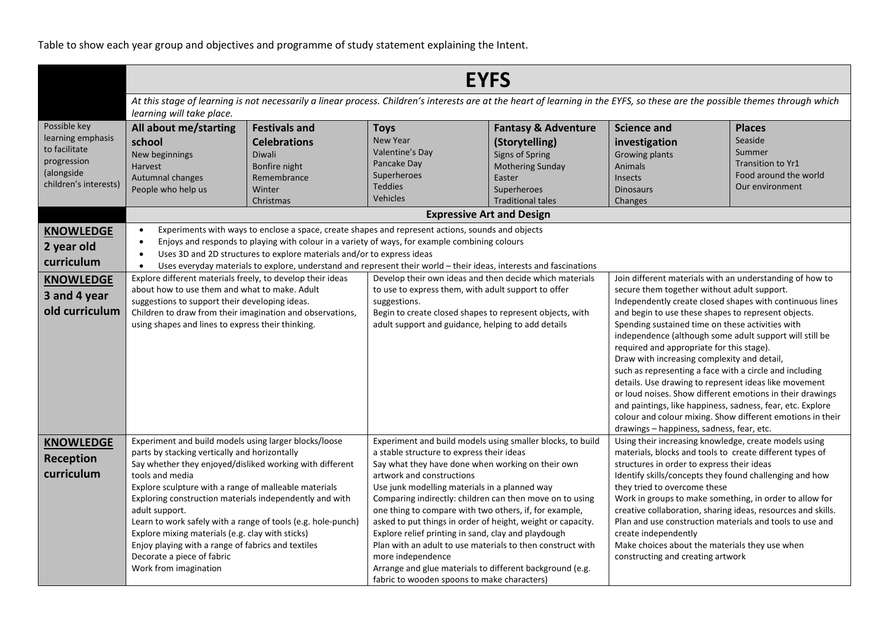Table to show each year group and objectives and programme of study statement explaining the Intent.

| | EYFS | | | | | |
|---|---|---|---|---|---|---|
| | *At this stage of learning is not necessarily a linear process. Children's interests are at the heart of learning in the EYFS, so these are the possible themes through which learning will take place.* | | | | | |
| Possible key learning emphasis to facilitate progression (alongside children's interests) | **All about me/starting school**<br>New beginnings<br>Harvest<br>Autumnal changes<br>People who help us | **Festivals and Celebrations**<br>Diwali<br>Bonfire night<br>Remembrance<br>Winter<br>Christmas | **Toys**<br>New Year<br>Valentine's Day<br>Pancake Day<br>Superheroes<br>Teddies<br>Vehicles | **Fantasy & Adventure (Storytelling)**<br>Signs of Spring<br>Mothering Sunday<br>Easter<br>Superheroes<br>Traditional tales | **Science and investigation**<br>Growing plants<br>Animals<br>Insects<br>Dinosaurs<br>Changes | **Places**<br>Seaside<br>Summer<br>Transition to Yr1<br>Food around the world<br>Our environment |
| | **Expressive Art and Design** | | | | | |
| **KNOWLEDGE 2 year old curriculum** | • Experiments with ways to enclose a space, create shapes and represent actions, sounds and objects<br>• Enjoys and responds to playing with colour in a variety of ways, for example combining colours<br>• Uses 3D and 2D structures to explore materials and/or to express ideas<br>• Uses everyday materials to explore, understand and represent their world – their ideas, interests and fascinations | | | | | |
| **KNOWLEDGE 3 and 4 year old curriculum** | Explore different materials freely, to develop their ideas about how to use them and what to make. Adult suggestions to support their developing ideas.<br>Children to draw from their imagination and observations, using shapes and lines to express their thinking. | | Develop their own ideas and then decide which materials to use to express them, with adult support to offer suggestions.<br>Begin to create closed shapes to represent objects, with adult support and guidance, helping to add details | | Join different materials with an understanding of how to secure them together without adult support.<br>Independently create closed shapes with continuous lines and begin to use these shapes to represent objects.<br>Spending sustained time on these activities with independence (although some adult support will still be required and appropriate for this stage).<br>Draw with increasing complexity and detail, such as representing a face with a circle and including details. Use drawing to represent ideas like movement or loud noises. Show different emotions in their drawings and paintings, like happiness, sadness, fear, etc. Explore colour and colour mixing. Show different emotions in their drawings – happiness, sadness, fear, etc. | |
| **KNOWLEDGE Reception curriculum** | Experiment and build models using larger blocks/loose parts by stacking vertically and horizontally<br>Say whether they enjoyed/disliked working with different tools and media<br>Explore sculpture with a range of malleable materials<br>Exploring construction materials independently and with adult support.<br>Learn to work safely with a range of tools (e.g. hole-punch)<br>Explore mixing materials (e.g. clay with sticks)<br>Enjoy playing with a range of fabrics and textiles<br>Decorate a piece of fabric<br>Work from imagination | | Experiment and build models using smaller blocks, to build a stable structure to express their ideas<br>Say what they have done when working on their own artwork and constructions<br>Use junk modelling materials in a planned way<br>Comparing indirectly: children can then move on to using one thing to compare with two others, if, for example, asked to put things in order of height, weight or capacity.<br>Explore relief printing in sand, clay and playdough<br>Plan with an adult to use materials to then construct with more independence<br>Arrange and glue materials to different background (e.g. fabric to wooden spoons to make characters) | | Using their increasing knowledge, create models using materials, blocks and tools to create different types of structures in order to express their ideas<br>Identify skills/concepts they found challenging and how they tried to overcome these<br>Work in groups to make something, in order to allow for creative collaboration, sharing ideas, resources and skills.<br>Plan and use construction materials and tools to use and create independently<br>Make choices about the materials they use when constructing and creating artwork | |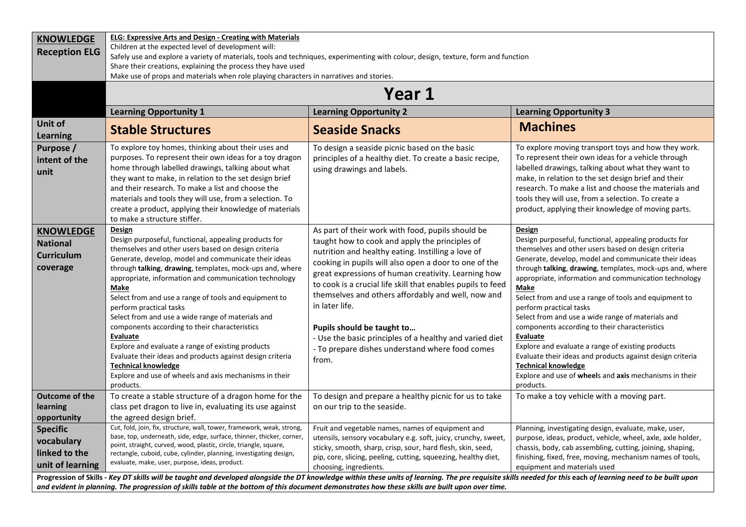| | | | |
|---|---|---|---|
| **KNOWLEDGE Reception ELG** | **ELG: Expressive Arts and Design - Creating with Materials**<br>Children at the expected level of development will:<br>Safely use and explore a variety of materials, tools and techniques, experimenting with colour, design, texture, form and function<br>Share their creations, explaining the process they have used<br>Make use of props and materials when role playing characters in narratives and stories. | | |
| | **Year 1** | | |
| | **Learning Opportunity 1** | **Learning Opportunity 2** | **Learning Opportunity 3** |
| **Unit of Learning** | **Stable Structures** | **Seaside Snacks** | **Machines** |
| **Purpose / intent of the unit** | To explore toy homes, thinking about their uses and purposes. To represent their own ideas for a toy dragon home through labelled drawings, talking about what they want to make, in relation to the set design brief and their research. To make a list and choose the materials and tools they will use, from a selection. To create a product, applying their knowledge of materials to make a structure stiffer. | To design a seaside picnic based on the basic principles of a healthy diet. To create a basic recipe, using drawings and labels. | To explore moving transport toys and how they work. To represent their own ideas for a vehicle through labelled drawings, talking about what they want to make, in relation to the set design brief and their research. To make a list and choose the materials and tools they will use, from a selection. To create a product, applying their knowledge of moving parts. |
| **KNOWLEDGE National Curriculum coverage** | **Design**<br>Design purposeful, functional, appealing products for themselves and other users based on design criteria<br>Generate, develop, model and communicate their ideas through **talking**, **drawing**, templates, mock-ups and, where appropriate, information and communication technology<br>**Make**<br>Select from and use a range of tools and equipment to perform practical tasks<br>Select from and use a wide range of materials and components according to their characteristics<br>**Evaluate**<br>Explore and evaluate a range of existing products<br>Evaluate their ideas and products against design criteria<br>**Technical knowledge**<br>Explore and use of wheels and axis mechanisms in their products. | As part of their work with food, pupils should be taught how to cook and apply the principles of nutrition and healthy eating. Instilling a love of cooking in pupils will also open a door to one of the great expressions of human creativity. Learning how to cook is a crucial life skill that enables pupils to feed themselves and others affordably and well, now and in later life.<br><br>**Pupils should be taught to…**<br>- Use the basic principles of a healthy and varied diet<br>- To prepare dishes understand where food comes from. | **Design**<br>Design purposeful, functional, appealing products for themselves and other users based on design criteria<br>Generate, develop, model and communicate their ideas through **talking**, **drawing**, templates, mock-ups and, where appropriate, information and communication technology<br>**Make**<br>Select from and use a range of tools and equipment to perform practical tasks<br>Select from and use a wide range of materials and components according to their characteristics<br>**Evaluate**<br>Explore and evaluate a range of existing products<br>Evaluate their ideas and products against design criteria<br>**Technical knowledge**<br>Explore and use of **wheel**s and **axis** mechanisms in their products. |
| **Outcome of the learning opportunity** | To create a stable structure of a dragon home for the class pet dragon to live in, evaluating its use against the agreed design brief. | To design and prepare a healthy picnic for us to take on our trip to the seaside. | To make a toy vehicle with a moving part. |
| **Specific vocabulary linked to the unit of learning** | Cut, fold, join, fix, structure, wall, tower, framework, weak, strong, base, top, underneath, side, edge, surface, thinner, thicker, corner, point, straight, curved, wood, plastic, circle, triangle, square, rectangle, cuboid, cube, cylinder, planning, investigating design, evaluate, make, user, purpose, ideas, product. | Fruit and vegetable names, names of equipment and utensils, sensory vocabulary e.g. soft, juicy, crunchy, sweet, sticky, smooth, sharp, crisp, sour, hard flesh, skin, seed, pip, core, slicing, peeling, cutting, squeezing, healthy diet, choosing, ingredients. | Planning, investigating design, evaluate, make, user, purpose, ideas, product, vehicle, wheel, axle, axle holder, chassis, body, cab assembling, cutting, joining, shaping, finishing, fixed, free, moving, mechanism names of tools, equipment and materials used |

**Progression of Skills** - *Key DT skills will be taught and developed alongside the DT knowledge within these units of learning. The pre requisite skills needed for this* **each of learning need to be built upon** *and evident in planning. The progression of skills table at the bottom of this document demonstrates how these skills are built upon over time.*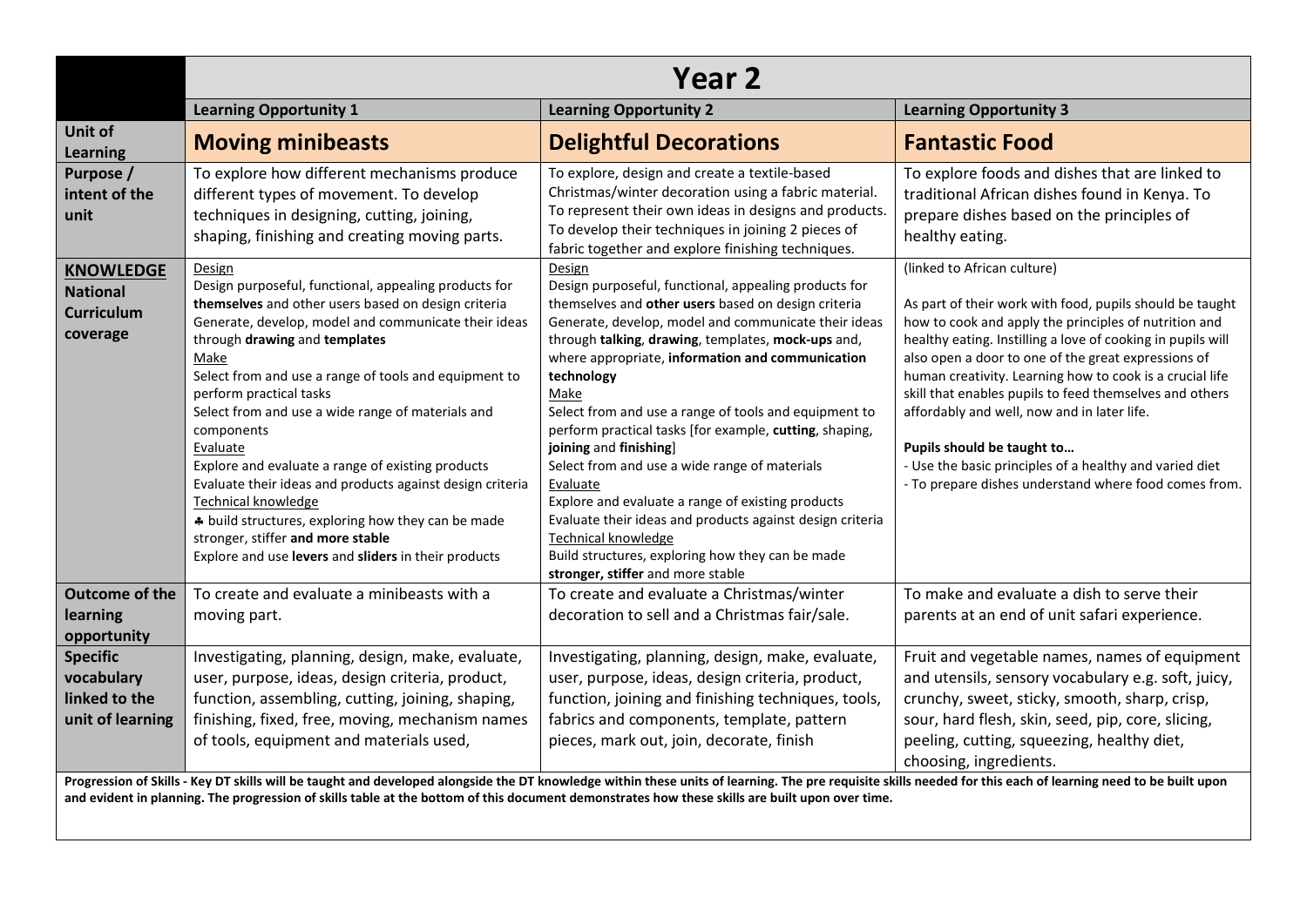| | Year 2 | | |
|---|---|---|---|
| | **Learning Opportunity 1** | **Learning Opportunity 2** | **Learning Opportunity 3** |
| **Unit of Learning** | **Moving minibeasts** | **Delightful Decorations** | **Fantastic Food** |
| **Purpose / intent of the unit** | To explore how different mechanisms produce different types of movement. To develop techniques in designing, cutting, joining, shaping, finishing and creating moving parts. | To explore, design and create a textile-based Christmas/winter decoration using a fabric material. To represent their own ideas in designs and products. To develop their techniques in joining 2 pieces of fabric together and explore finishing techniques. | To explore foods and dishes that are linked to traditional African dishes found in Kenya. To prepare dishes based on the principles of healthy eating. |
| **KNOWLEDGE National Curriculum coverage** | Design<br>Design purposeful, functional, appealing products for **themselves** and other users based on design criteria<br>Generate, develop, model and communicate their ideas through **drawing** and **templates**<br>Make<br>Select from and use a range of tools and equipment to perform practical tasks<br>Select from and use a wide range of materials and components<br>Evaluate<br>Explore and evaluate a range of existing products<br>Evaluate their ideas and products against design criteria<br>Technical knowledge<br>♣ build structures, exploring how they can be made stronger, stiffer **and more stable**<br>Explore and use **levers** and **sliders** in their products | Design<br>Design purposeful, functional, appealing products for themselves and **other users** based on design criteria<br>Generate, develop, model and communicate their ideas through **talking**, **drawing**, templates, **mock-ups** and, where appropriate, **information and communication technology**<br>Make<br>Select from and use a range of tools and equipment to perform practical tasks [for example, **cutting**, shaping, **joining** and **finishing**]<br>Select from and use a wide range of materials<br>Evaluate<br>Explore and evaluate a range of existing products<br>Evaluate their ideas and products against design criteria<br>Technical knowledge<br>Build structures, exploring how they can be made **stronger, stiffer** and more stable | (linked to African culture)<br><br>As part of their work with food, pupils should be taught how to cook and apply the principles of nutrition and healthy eating. Instilling a love of cooking in pupils will also open a door to one of the great expressions of human creativity. Learning how to cook is a crucial life skill that enables pupils to feed themselves and others affordably and well, now and in later life.<br><br>**Pupils should be taught to…**<br>- Use the basic principles of a healthy and varied diet<br>- To prepare dishes understand where food comes from. |
| **Outcome of the learning opportunity** | To create and evaluate a minibeasts with a moving part. | To create and evaluate a Christmas/winter decoration to sell and a Christmas fair/sale. | To make and evaluate a dish to serve their parents at an end of unit safari experience. |
| **Specific vocabulary linked to the unit of learning** | Investigating, planning, design, make, evaluate, user, purpose, ideas, design criteria, product, function, assembling, cutting, joining, shaping, finishing, fixed, free, moving, mechanism names of tools, equipment and materials used, | Investigating, planning, design, make, evaluate, user, purpose, ideas, design criteria, product, function, joining and finishing techniques, tools, fabrics and components, template, pattern pieces, mark out, join, decorate, finish | Fruit and vegetable names, names of equipment and utensils, sensory vocabulary e.g. soft, juicy, crunchy, sweet, sticky, smooth, sharp, crisp, sour, hard flesh, skin, seed, pip, core, slicing, peeling, cutting, squeezing, healthy diet, choosing, ingredients. |

**Progression of Skills - Key DT skills will be taught and developed alongside the DT knowledge within these units of learning. The pre requisite skills needed for this each of learning need to be built upon and evident in planning. The progression of skills table at the bottom of this document demonstrates how these skills are built upon over time.**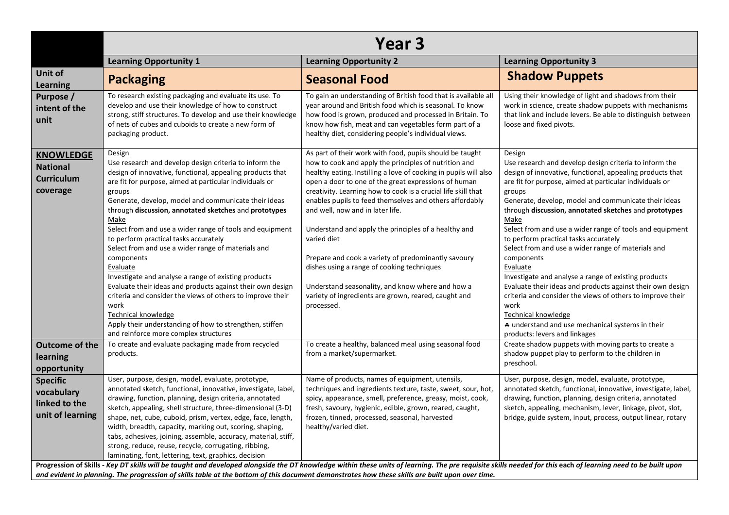| | **Year 3** | | |
|---|---|---|---|
| | **Learning Opportunity 1** | **Learning Opportunity 2** | **Learning Opportunity 3** |
| **Unit of Learning** | **Packaging** | **Seasonal Food** | **Shadow Puppets** |
| **Purpose / intent of the unit** | To research existing packaging and evaluate its use. To develop and use their knowledge of how to construct strong, stiff structures. To develop and use their knowledge of nets of cubes and cuboids to create a new form of packaging product. | To gain an understanding of British food that is available all year around and British food which is seasonal. To know how food is grown, produced and processed in Britain. To know how fish, meat and can vegetables form part of a healthy diet, considering people's individual views. | Using their knowledge of light and shadows from their work in science, create shadow puppets with mechanisms that link and include levers. Be able to distinguish between loose and fixed pivots. |
| **KNOWLEDGE National Curriculum coverage** | Design<br>Use research and develop design criteria to inform the design of innovative, functional, appealing products that are fit for purpose, aimed at particular individuals or groups<br>Generate, develop, model and communicate their ideas through **discussion, annotated sketches** and **prototypes**<br>Make<br>Select from and use a wider range of tools and equipment to perform practical tasks accurately<br>Select from and use a wider range of materials and components<br>Evaluate<br>Investigate and analyse a range of existing products<br>Evaluate their ideas and products against their own design criteria and consider the views of others to improve their work<br>Technical knowledge<br>Apply their understanding of how to strengthen, stiffen and reinforce more complex structures | As part of their work with food, pupils should be taught how to cook and apply the principles of nutrition and healthy eating. Instilling a love of cooking in pupils will also open a door to one of the great expressions of human creativity. Learning how to cook is a crucial life skill that enables pupils to feed themselves and others affordably and well, now and in later life.<br><br>Understand and apply the principles of a healthy and varied diet<br><br>Prepare and cook a variety of predominantly savoury dishes using a range of cooking techniques<br><br>Understand seasonality, and know where and how a variety of ingredients are grown, reared, caught and processed. | Design<br>Use research and develop design criteria to inform the design of innovative, functional, appealing products that are fit for purpose, aimed at particular individuals or groups<br>Generate, develop, model and communicate their ideas through **discussion, annotated sketches** and **prototypes**<br>Make<br>Select from and use a wider range of tools and equipment to perform practical tasks accurately<br>Select from and use a wider range of materials and components<br>Evaluate<br>Investigate and analyse a range of existing products<br>Evaluate their ideas and products against their own design criteria and consider the views of others to improve their work<br>Technical knowledge<br>♣ understand and use mechanical systems in their products: levers and linkages |
| **Outcome of the learning opportunity** | To create and evaluate packaging made from recycled products. | To create a healthy, balanced meal using seasonal food from a market/supermarket. | Create shadow puppets with moving parts to create a shadow puppet play to perform to the children in preschool. |
| **Specific vocabulary linked to the unit of learning** | User, purpose, design, model, evaluate, prototype, annotated sketch, functional, innovative, investigate, label, drawing, function, planning, design criteria, annotated sketch, appealing, shell structure, three-dimensional (3-D) shape, net, cube, cuboid, prism, vertex, edge, face, length, width, breadth, capacity, marking out, scoring, shaping, tabs, adhesives, joining, assemble, accuracy, material, stiff, strong, reduce, reuse, recycle, corrugating, ribbing, laminating, font, lettering, text, graphics, decision | Name of products, names of equipment, utensils, techniques and ingredients texture, taste, sweet, sour, hot, spicy, appearance, smell, preference, greasy, moist, cook, fresh, savoury, hygienic, edible, grown, reared, caught, frozen, tinned, processed, seasonal, harvested healthy/varied diet. | User, purpose, design, model, evaluate, prototype, annotated sketch, functional, innovative, investigate, label, drawing, function, planning, design criteria, annotated sketch, appealing, mechanism, lever, linkage, pivot, slot, bridge, guide system, input, process, output linear, rotary |

**Progression of Skills** - *Key DT skills will be taught and developed alongside the DT knowledge within these units of learning. The pre requisite skills needed for this* **each** *of learning need to be built upon and evident in planning. The progression of skills table at the bottom of this document demonstrates how these skills are built upon over time.*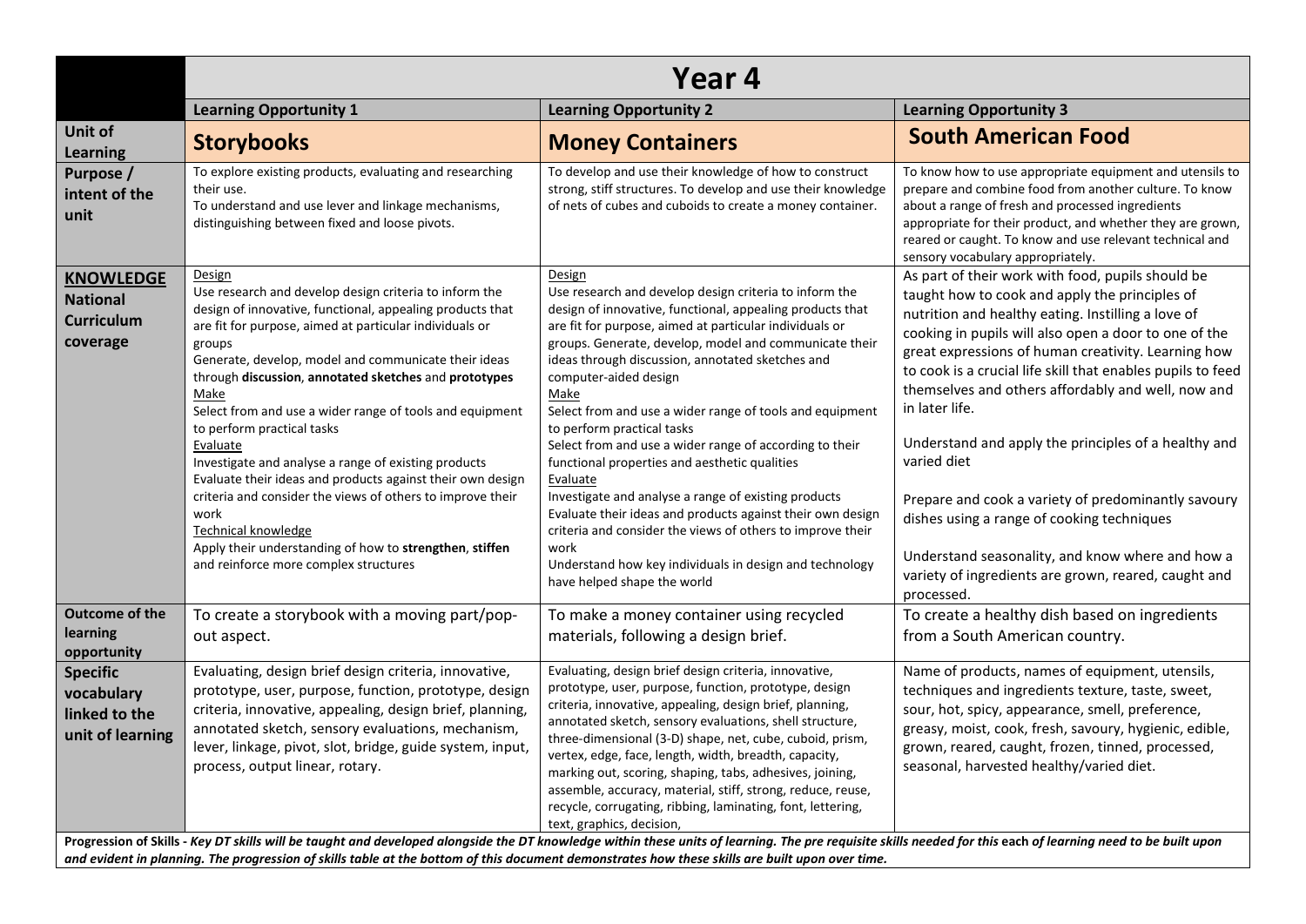| | Year 4 | | |
|---|---|---|---|
| | **Learning Opportunity 1** | **Learning Opportunity 2** | **Learning Opportunity 3** |
| **Unit of Learning** | **Storybooks** | **Money Containers** | **South American Food** |
| **Purpose / intent of the unit** | To explore existing products, evaluating and researching their use.<br>To understand and use lever and linkage mechanisms, distinguishing between fixed and loose pivots. | To develop and use their knowledge of how to construct strong, stiff structures. To develop and use their knowledge of nets of cubes and cuboids to create a money container. | To know how to use appropriate equipment and utensils to prepare and combine food from another culture. To know about a range of fresh and processed ingredients appropriate for their product, and whether they are grown, reared or caught. To know and use relevant technical and sensory vocabulary appropriately. |
| **KNOWLEDGE National Curriculum coverage** | Design<br>Use research and develop design criteria to inform the design of innovative, functional, appealing products that are fit for purpose, aimed at particular individuals or groups<br>Generate, develop, model and communicate their ideas through **discussion**, **annotated sketches** and **prototypes**<br>Make<br>Select from and use a wider range of tools and equipment to perform practical tasks<br>Evaluate<br>Investigate and analyse a range of existing products<br>Evaluate their ideas and products against their own design criteria and consider the views of others to improve their work<br>Technical knowledge<br>Apply their understanding of how to **strengthen**, **stiffen** and reinforce more complex structures | Design<br>Use research and develop design criteria to inform the design of innovative, functional, appealing products that are fit for purpose, aimed at particular individuals or groups. Generate, develop, model and communicate their ideas through discussion, annotated sketches and computer-aided design<br>Make<br>Select from and use a wider range of tools and equipment to perform practical tasks<br>Select from and use a wider range of according to their functional properties and aesthetic qualities<br>Evaluate<br>Investigate and analyse a range of existing products<br>Evaluate their ideas and products against their own design criteria and consider the views of others to improve their work<br>Understand how key individuals in design and technology have helped shape the world | As part of their work with food, pupils should be taught how to cook and apply the principles of nutrition and healthy eating. Instilling a love of cooking in pupils will also open a door to one of the great expressions of human creativity. Learning how to cook is a crucial life skill that enables pupils to feed themselves and others affordably and well, now and in later life.<br><br>Understand and apply the principles of a healthy and varied diet<br><br>Prepare and cook a variety of predominantly savoury dishes using a range of cooking techniques<br><br>Understand seasonality, and know where and how a variety of ingredients are grown, reared, caught and processed. |
| **Outcome of the learning opportunity** | To create a storybook with a moving part/pop-out aspect. | To make a money container using recycled materials, following a design brief. | To create a healthy dish based on ingredients from a South American country. |
| **Specific vocabulary linked to the unit of learning** | Evaluating, design brief design criteria, innovative, prototype, user, purpose, function, prototype, design criteria, innovative, appealing, design brief, planning, annotated sketch, sensory evaluations, mechanism, lever, linkage, pivot, slot, bridge, guide system, input, process, output linear, rotary. | Evaluating, design brief design criteria, innovative, prototype, user, purpose, function, prototype, design criteria, innovative, appealing, design brief, planning, annotated sketch, sensory evaluations, shell structure, three-dimensional (3-D) shape, net, cube, cuboid, prism, vertex, edge, face, length, width, breadth, capacity, marking out, scoring, shaping, tabs, adhesives, joining, assemble, accuracy, material, stiff, strong, reduce, reuse, recycle, corrugating, ribbing, laminating, font, lettering, text, graphics, decision, | Name of products, names of equipment, utensils, techniques and ingredients texture, taste, sweet, sour, hot, spicy, appearance, smell, preference, greasy, moist, cook, fresh, savoury, hygienic, edible, grown, reared, caught, frozen, tinned, processed, seasonal, harvested healthy/varied diet. |

**Progression of Skills -** ***Key DT skills will be taught and developed alongside the DT knowledge within these units of learning. The pre requisite skills needed for this*** **each** ***of learning need to be built upon and evident in planning. The progression of skills table at the bottom of this document demonstrates how these skills are built upon over time.***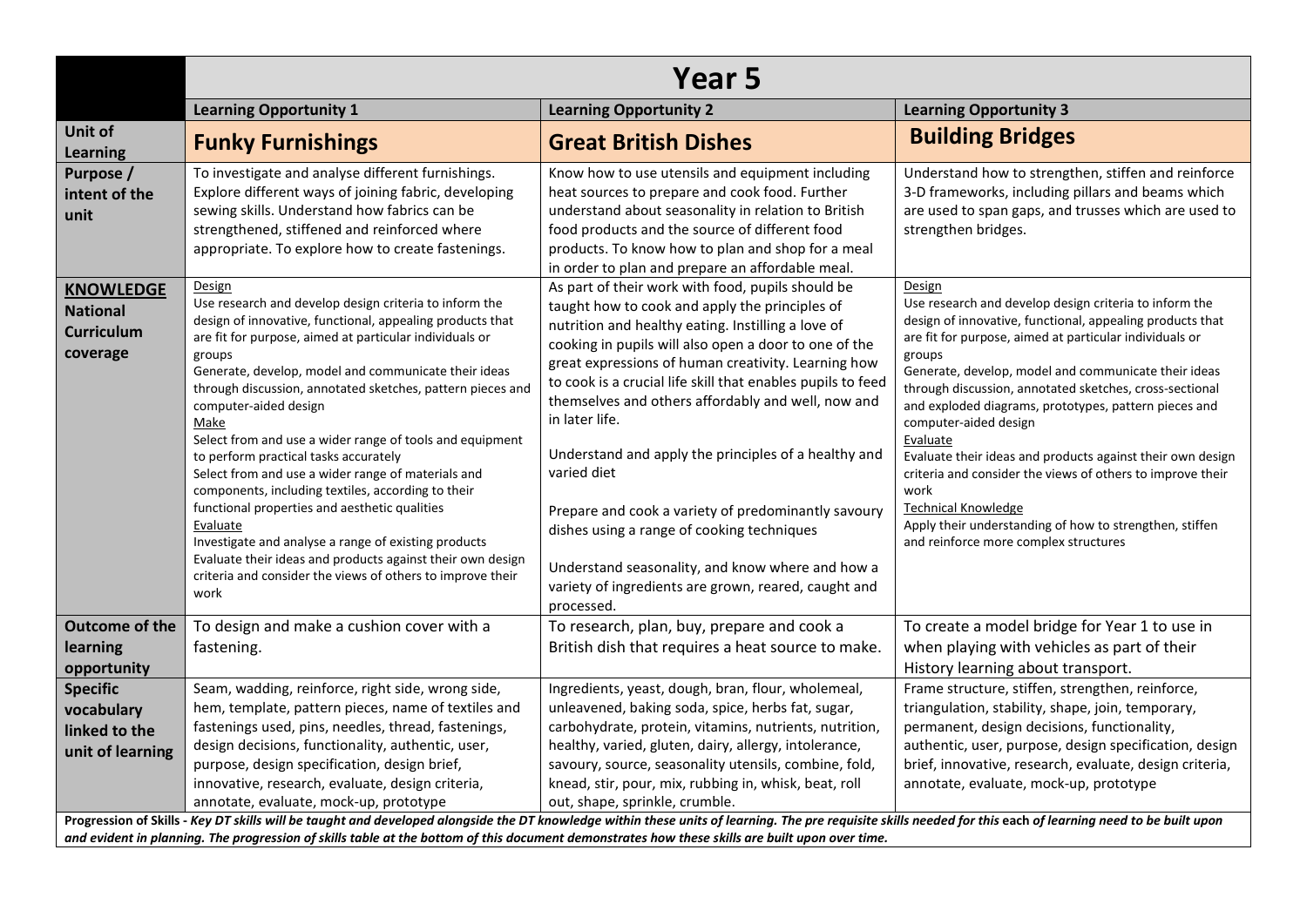| | Year 5 | | |
|---|---|---|---|
| | **Learning Opportunity 1** | **Learning Opportunity 2** | **Learning Opportunity 3** |
| **Unit of Learning** | **Funky Furnishings** | **Great British Dishes** | **Building Bridges** |
| **Purpose / intent of the unit** | To investigate and analyse different furnishings. Explore different ways of joining fabric, developing sewing skills. Understand how fabrics can be strengthened, stiffened and reinforced where appropriate. To explore how to create fastenings. | Know how to use utensils and equipment including heat sources to prepare and cook food. Further understand about seasonality in relation to British food products and the source of different food products. To know how to plan and shop for a meal in order to plan and prepare an affordable meal. | Understand how to strengthen, stiffen and reinforce 3-D frameworks, including pillars and beams which are used to span gaps, and trusses which are used to strengthen bridges. |
| **KNOWLEDGE National Curriculum coverage** | Design<br>Use research and develop design criteria to inform the design of innovative, functional, appealing products that are fit for purpose, aimed at particular individuals or groups<br>Generate, develop, model and communicate their ideas through discussion, annotated sketches, pattern pieces and computer-aided design<br>Make<br>Select from and use a wider range of tools and equipment to perform practical tasks accurately<br>Select from and use a wider range of materials and components, including textiles, according to their functional properties and aesthetic qualities<br>Evaluate<br>Investigate and analyse a range of existing products<br>Evaluate their ideas and products against their own design criteria and consider the views of others to improve their work | As part of their work with food, pupils should be taught how to cook and apply the principles of nutrition and healthy eating. Instilling a love of cooking in pupils will also open a door to one of the great expressions of human creativity. Learning how to cook is a crucial life skill that enables pupils to feed themselves and others affordably and well, now and in later life.<br><br>Understand and apply the principles of a healthy and varied diet<br><br>Prepare and cook a variety of predominantly savoury dishes using a range of cooking techniques<br><br>Understand seasonality, and know where and how a variety of ingredients are grown, reared, caught and processed. | Design<br>Use research and develop design criteria to inform the design of innovative, functional, appealing products that are fit for purpose, aimed at particular individuals or groups<br>Generate, develop, model and communicate their ideas through discussion, annotated sketches, cross-sectional and exploded diagrams, prototypes, pattern pieces and computer-aided design<br>Evaluate<br>Evaluate their ideas and products against their own design criteria and consider the views of others to improve their work<br>Technical Knowledge<br>Apply their understanding of how to strengthen, stiffen and reinforce more complex structures |
| **Outcome of the learning opportunity** | To design and make a cushion cover with a fastening. | To research, plan, buy, prepare and cook a British dish that requires a heat source to make. | To create a model bridge for Year 1 to use in when playing with vehicles as part of their History learning about transport. |
| **Specific vocabulary linked to the unit of learning** | Seam, wadding, reinforce, right side, wrong side, hem, template, pattern pieces, name of textiles and fastenings used, pins, needles, thread, fastenings, design decisions, functionality, authentic, user, purpose, design specification, design brief, innovative, research, evaluate, design criteria, annotate, evaluate, mock-up, prototype | Ingredients, yeast, dough, bran, flour, wholemeal, unleavened, baking soda, spice, herbs fat, sugar, carbohydrate, protein, vitamins, nutrients, nutrition, healthy, varied, gluten, dairy, allergy, intolerance, savoury, source, seasonality utensils, combine, fold, knead, stir, pour, mix, rubbing in, whisk, beat, roll out, shape, sprinkle, crumble. | Frame structure, stiffen, strengthen, reinforce, triangulation, stability, shape, join, temporary, permanent, design decisions, functionality, authentic, user, purpose, design specification, design brief, innovative, research, evaluate, design criteria, annotate, evaluate, mock-up, prototype |

**Progression of Skills** - ***Key DT skills will be taught and developed alongside the DT knowledge within these units of learning. The pre requisite skills needed for this*** **each** ***of learning need to be built upon and evident in planning. The progression of skills table at the bottom of this document demonstrates how these skills are built upon over time.***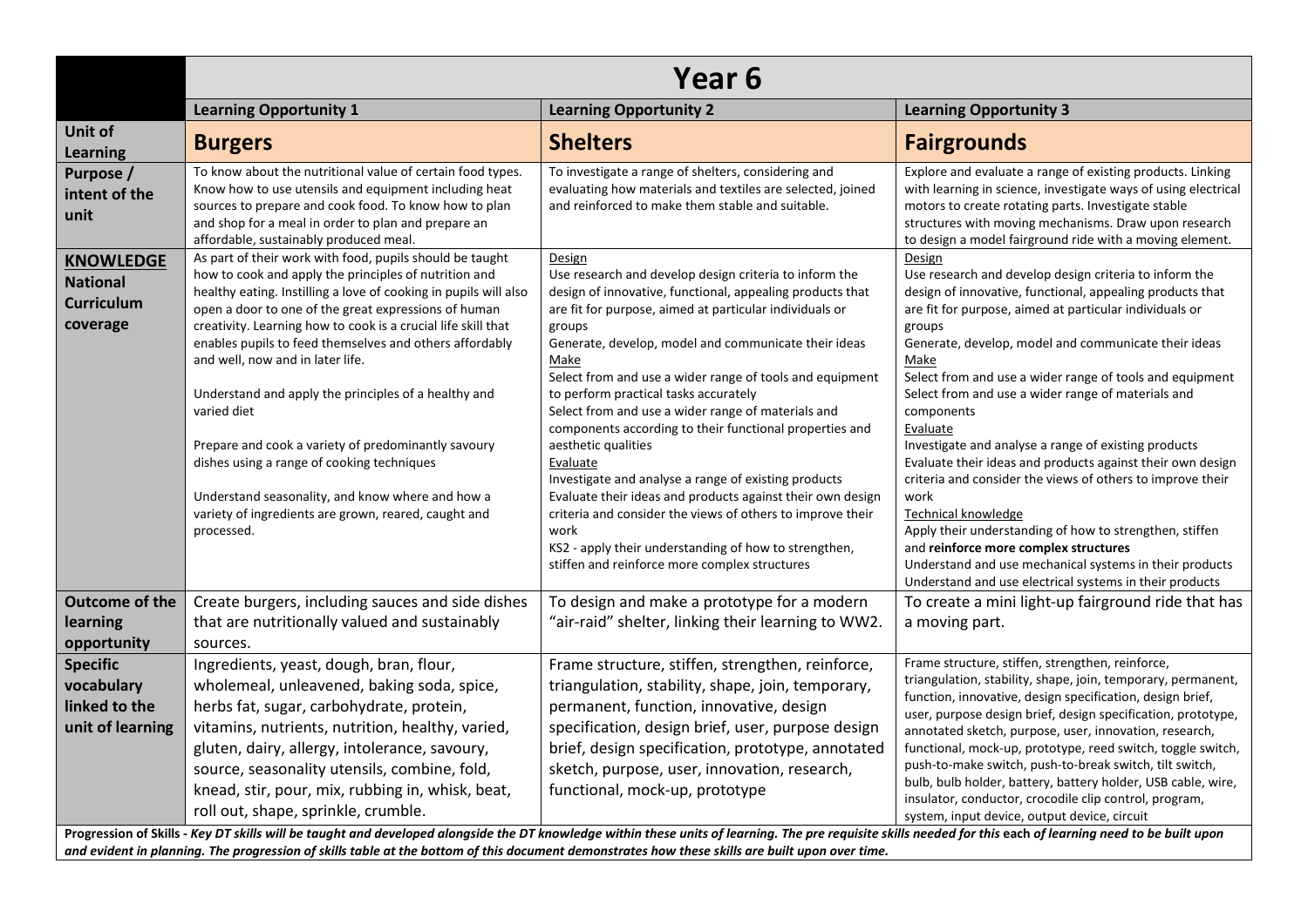| | Year 6 | | |
|---|---|---|---|
| | **Learning Opportunity 1** | **Learning Opportunity 2** | **Learning Opportunity 3** |
| **Unit of Learning** | **Burgers** | **Shelters** | **Fairgrounds** |
| **Purpose / intent of the unit** | To know about the nutritional value of certain food types. Know how to use utensils and equipment including heat sources to prepare and cook food. To know how to plan and shop for a meal in order to plan and prepare an affordable, sustainably produced meal. | To investigate a range of shelters, considering and evaluating how materials and textiles are selected, joined and reinforced to make them stable and suitable. | Explore and evaluate a range of existing products. Linking with learning in science, investigate ways of using electrical motors to create rotating parts. Investigate stable structures with moving mechanisms. Draw upon research to design a model fairground ride with a moving element. |
| **KNOWLEDGE National Curriculum coverage** | As part of their work with food, pupils should be taught how to cook and apply the principles of nutrition and healthy eating. Instilling a love of cooking in pupils will also open a door to one of the great expressions of human creativity. Learning how to cook is a crucial life skill that enables pupils to feed themselves and others affordably and well, now and in later life.<br><br>Understand and apply the principles of a healthy and varied diet<br><br>Prepare and cook a variety of predominantly savoury dishes using a range of cooking techniques<br><br>Understand seasonality, and know where and how a variety of ingredients are grown, reared, caught and processed. | Design<br>Use research and develop design criteria to inform the design of innovative, functional, appealing products that are fit for purpose, aimed at particular individuals or groups<br>Generate, develop, model and communicate their ideas<br>Make<br>Select from and use a wider range of tools and equipment to perform practical tasks accurately<br>Select from and use a wider range of materials and components according to their functional properties and aesthetic qualities<br>Evaluate<br>Investigate and analyse a range of existing products<br>Evaluate their ideas and products against their own design criteria and consider the views of others to improve their work<br>KS2 - apply their understanding of how to strengthen, stiffen and reinforce more complex structures | Design<br>Use research and develop design criteria to inform the design of innovative, functional, appealing products that are fit for purpose, aimed at particular individuals or groups<br>Generate, develop, model and communicate their ideas<br>Make<br>Select from and use a wider range of tools and equipment<br>Select from and use a wider range of materials and components<br>Evaluate<br>Investigate and analyse a range of existing products<br>Evaluate their ideas and products against their own design criteria and consider the views of others to improve their work<br>Technical knowledge<br>Apply their understanding of how to strengthen, stiffen and **reinforce more complex structures**<br>Understand and use mechanical systems in their products<br>Understand and use electrical systems in their products |
| **Outcome of the learning opportunity** | Create burgers, including sauces and side dishes that are nutritionally valued and sustainably sources. | To design and make a prototype for a modern "air-raid" shelter, linking their learning to WW2. | To create a mini light-up fairground ride that has a moving part. |
| **Specific vocabulary linked to the unit of learning** | Ingredients, yeast, dough, bran, flour, wholemeal, unleavened, baking soda, spice, herbs fat, sugar, carbohydrate, protein, vitamins, nutrients, nutrition, healthy, varied, gluten, dairy, allergy, intolerance, savoury, source, seasonality utensils, combine, fold, knead, stir, pour, mix, rubbing in, whisk, beat, roll out, shape, sprinkle, crumble. | Frame structure, stiffen, strengthen, reinforce, triangulation, stability, shape, join, temporary, permanent, function, innovative, design specification, design brief, user, purpose design brief, design specification, prototype, annotated sketch, purpose, user, innovation, research, functional, mock-up, prototype | Frame structure, stiffen, strengthen, reinforce, triangulation, stability, shape, join, temporary, permanent, function, innovative, design specification, design brief, user, purpose design brief, design specification, prototype, annotated sketch, purpose, user, innovation, research, functional, mock-up, prototype, reed switch, toggle switch, push-to-make switch, push-to-break switch, tilt switch, bulb, bulb holder, battery, battery holder, USB cable, wire, insulator, conductor, crocodile clip control, program, system, input device, output device, circuit |

**Progression of Skills** - *Key DT skills will be taught and developed alongside the DT knowledge within these units of learning. The pre requisite skills needed for this* **each** *of learning need to be built upon and evident in planning. The progression of skills table at the bottom of this document demonstrates how these skills are built upon over time.*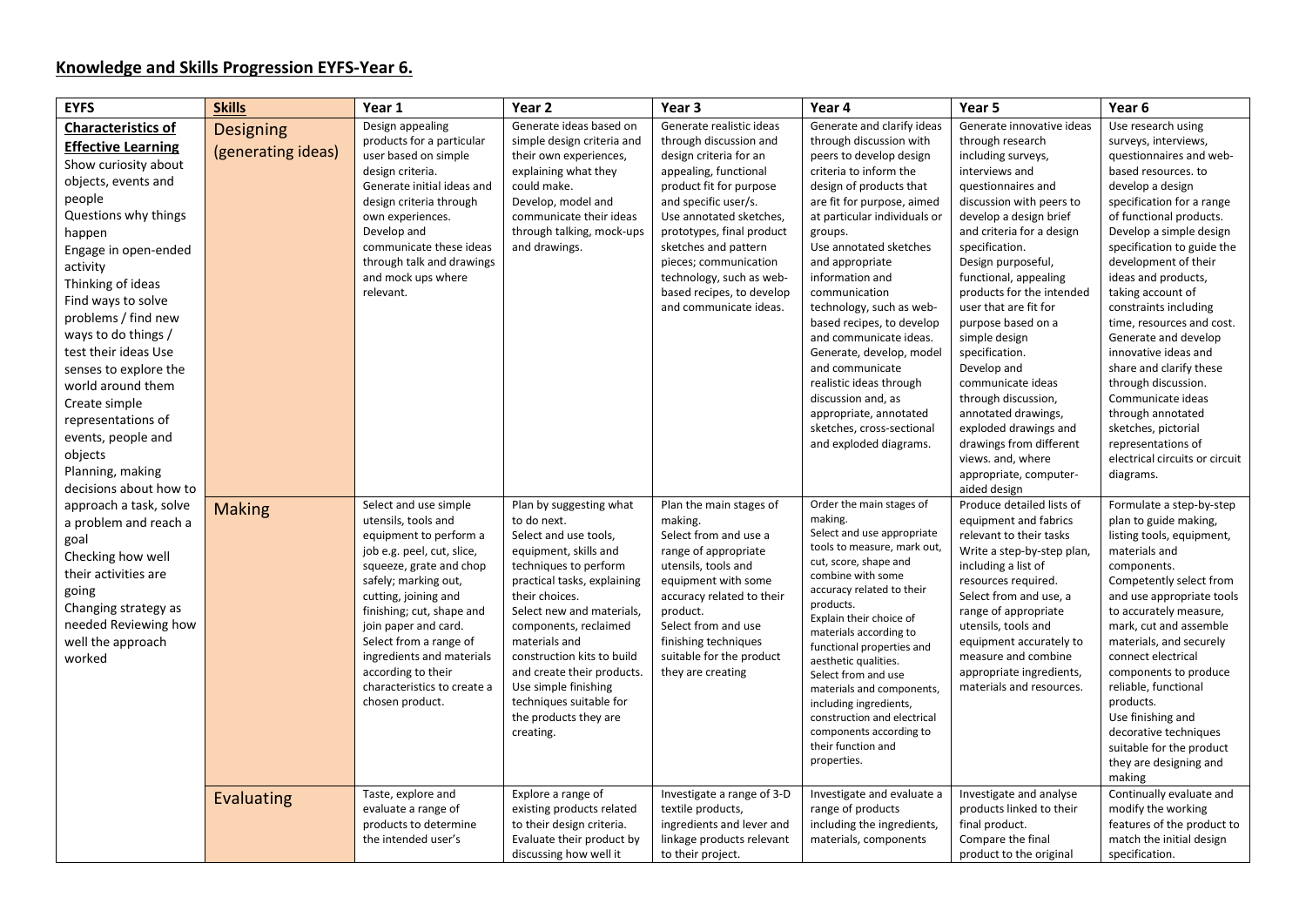## Knowledge and Skills Progression EYFS-Year 6.

| EYFS | Skills | Year 1 | Year 2 | Year 3 | Year 4 | Year 5 | Year 6 |
|---|---|---|---|---|---|---|---|
| **Characteristics of Effective Learning** Show curiosity about objects, events and people Questions why things happen Engage in open-ended activity Thinking of ideas Find ways to solve problems / find new ways to do things / test their ideas Use senses to explore the world around them Create simple representations of events, people and objects Planning, making decisions about how to approach a task, solve a problem and reach a goal Checking how well their activities are going Changing strategy as needed Reviewing how well the approach worked | Designing (generating ideas) | Design appealing products for a particular user based on simple design criteria. Generate initial ideas and design criteria through own experiences. Develop and communicate these ideas through talk and drawings and mock ups where relevant. | Generate ideas based on simple design criteria and their own experiences, explaining what they could make. Develop, model and communicate their ideas through talking, mock-ups and drawings. | Generate realistic ideas through discussion and design criteria for an appealing, functional product fit for purpose and specific user/s. Use annotated sketches, prototypes, final product sketches and pattern pieces; communication technology, such as web-based recipes, to develop and communicate ideas. | Generate and clarify ideas through discussion with peers to develop design criteria to inform the design of products that are fit for purpose, aimed at particular individuals or groups. Use annotated sketches and appropriate information and communication technology, such as web-based recipes, to develop and communicate ideas. Generate, develop, model and communicate realistic ideas through discussion and, as appropriate, annotated sketches, cross-sectional and exploded diagrams. | Generate innovative ideas through research including surveys, interviews and questionnaires and discussion with peers to develop a design brief and criteria for a design specification. Design purposeful, functional, appealing products for the intended user that are fit for purpose based on a simple design specification. Develop and communicate ideas through discussion, annotated drawings, exploded drawings and drawings from different views. and, where appropriate, computer-aided design | Use research using surveys, interviews, questionnaires and web-based resources. to develop a design specification for a range of functional products. Develop a simple design specification to guide the development of their ideas and products, taking account of constraints including time, resources and cost. Generate and develop innovative ideas and share and clarify these through discussion. Communicate ideas through annotated sketches, pictorial representations of electrical circuits or circuit diagrams. |
| | Making | Select and use simple utensils, tools and equipment to perform a job e.g. peel, cut, slice, squeeze, grate and chop safely; marking out, cutting, joining and finishing; cut, shape and join paper and card. Select from a range of ingredients and materials according to their characteristics to create a chosen product. | Plan by suggesting what to do next. Select and use tools, equipment, skills and techniques to perform practical tasks, explaining their choices. Select new and materials, components, reclaimed materials and construction kits to build and create their products. Use simple finishing techniques suitable for the products they are creating. | Plan the main stages of making. Select from and use a range of appropriate utensils, tools and equipment with some accuracy related to their product. Select from and use finishing techniques suitable for the product they are creating | Order the main stages of making. Select and use appropriate tools to measure, mark out, cut, score, shape and combine with some accuracy related to their products. Explain their choice of materials according to functional properties and aesthetic qualities. Select from and use materials and components, including ingredients, construction and electrical components according to their function and properties. | Produce detailed lists of equipment and fabrics relevant to their tasks Write a step-by-step plan, including a list of resources required. Select from and use, a range of appropriate utensils, tools and equipment accurately to measure and combine appropriate ingredients, materials and resources. | Formulate a step-by-step plan to guide making, listing tools, equipment, materials and components. Competently select from and use appropriate tools to accurately measure, mark, cut and assemble materials, and securely connect electrical components to produce reliable, functional products. Use finishing and decorative techniques suitable for the product they are designing and making |
| | Evaluating | Taste, explore and evaluate a range of products to determine the intended user's | Explore a range of existing products related to their design criteria. Evaluate their product by discussing how well it | Investigate a range of 3-D textile products, ingredients and lever and linkage products relevant to their project. | Investigate and evaluate a range of products including the ingredients, materials, components | Investigate and analyse products linked to their final product. Compare the final product to the original | Continually evaluate and modify the working features of the product to match the initial design specification. |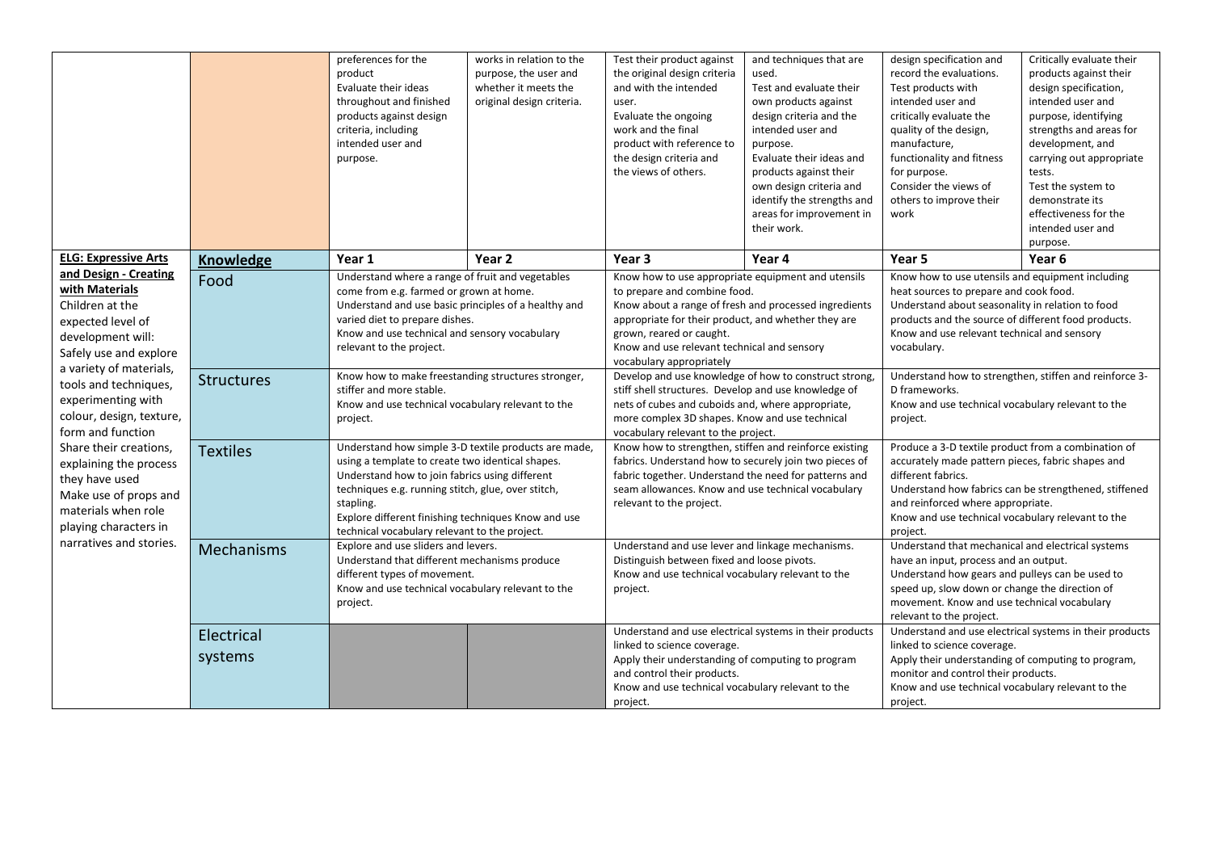| | | | | | | | |
|---|---|---|---|---|---|---|---|
| | | preferences for the product<br>Evaluate their ideas throughout and finished products against design criteria, including intended user and purpose. | works in relation to the purpose, the user and whether it meets the original design criteria. | Test their product against the original design criteria and with the intended user.<br>Evaluate the ongoing work and the final product with reference to the design criteria and the views of others. | and techniques that are used.<br>Test and evaluate their own products against design criteria and the intended user and purpose.<br>Evaluate their ideas and products against their own design criteria and identify the strengths and areas for improvement in their work. | design specification and record the evaluations.<br>Test products with intended user and critically evaluate the quality of the design, manufacture, functionality and fitness for purpose.<br>Consider the views of others to improve their work | Critically evaluate their products against their design specification, intended user and purpose, identifying strengths and areas for development, and carrying out appropriate tests.<br>Test the system to demonstrate its effectiveness for the intended user and purpose. |
| **ELG: Expressive Arts and Design - Creating with Materials**<br>Children at the expected level of development will:<br>Safely use and explore a variety of materials, tools and techniques, experimenting with colour, design, texture, form and function<br>Share their creations, explaining the process they have used<br>Make use of props and materials when role playing characters in narratives and stories. | **Knowledge** | **Year 1** | **Year 2** | **Year 3** | **Year 4** | **Year 5** | **Year 6** |
| | Food | Understand where a range of fruit and vegetables come from e.g. farmed or grown at home.<br>Understand and use basic principles of a healthy and varied diet to prepare dishes.<br>Know and use technical and sensory vocabulary relevant to the project. | | Know how to use appropriate equipment and utensils to prepare and combine food.<br>Know about a range of fresh and processed ingredients appropriate for their product, and whether they are grown, reared or caught.<br>Know and use relevant technical and sensory vocabulary appropriately | | Know how to use utensils and equipment including heat sources to prepare and cook food.<br>Understand about seasonality in relation to food products and the source of different food products.<br>Know and use relevant technical and sensory vocabulary. | |
| | Structures | Know how to make freestanding structures stronger, stiffer and more stable.<br>Know and use technical vocabulary relevant to the project. | | Develop and use knowledge of how to construct strong, stiff shell structures. Develop and use knowledge of nets of cubes and cuboids and, where appropriate, more complex 3D shapes. Know and use technical vocabulary relevant to the project. | | Understand how to strengthen, stiffen and reinforce 3-D frameworks.<br>Know and use technical vocabulary relevant to the project. | |
| | Textiles | Understand how simple 3-D textile products are made, using a template to create two identical shapes.<br>Understand how to join fabrics using different techniques e.g. running stitch, glue, over stitch, stapling.<br>Explore different finishing techniques Know and use technical vocabulary relevant to the project. | | Know how to strengthen, stiffen and reinforce existing fabrics. Understand how to securely join two pieces of fabric together. Understand the need for patterns and seam allowances. Know and use technical vocabulary relevant to the project. | | Produce a 3-D textile product from a combination of accurately made pattern pieces, fabric shapes and different fabrics.<br>Understand how fabrics can be strengthened, stiffened and reinforced where appropriate.<br>Know and use technical vocabulary relevant to the project. | |
| | Mechanisms | Explore and use sliders and levers.<br>Understand that different mechanisms produce different types of movement.<br>Know and use technical vocabulary relevant to the project. | | Understand and use lever and linkage mechanisms.<br>Distinguish between fixed and loose pivots.<br>Know and use technical vocabulary relevant to the project. | | Understand that mechanical and electrical systems have an input, process and an output.<br>Understand how gears and pulleys can be used to speed up, slow down or change the direction of movement. Know and use technical vocabulary relevant to the project. | |
| | Electrical systems | | | Understand and use electrical systems in their products linked to science coverage.<br>Apply their understanding of computing to program and control their products.<br>Know and use technical vocabulary relevant to the project. | | Understand and use electrical systems in their products linked to science coverage.<br>Apply their understanding of computing to program, monitor and control their products.<br>Know and use technical vocabulary relevant to the project. | |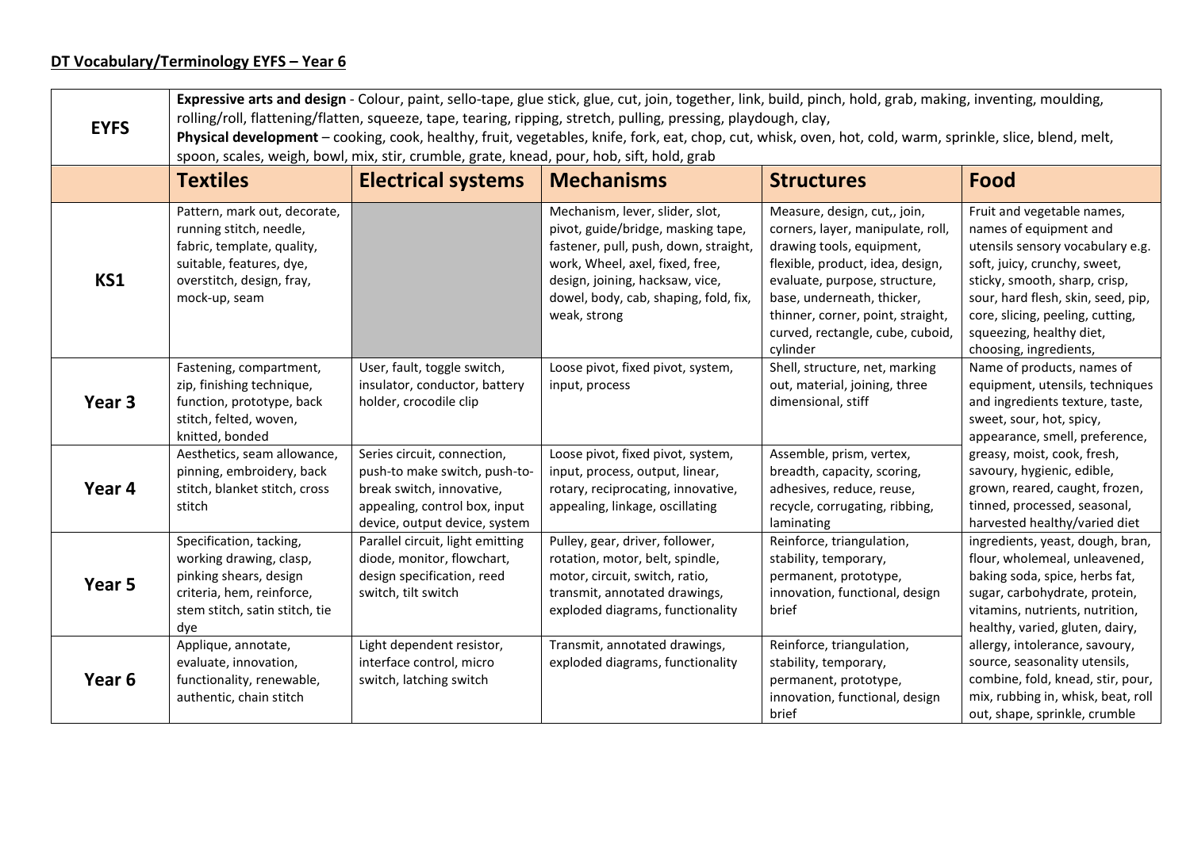## DT Vocabulary/Terminology EYFS – Year 6

| | | | | | |
|---|---|---|---|---|---|
| **EYFS** | **Expressive arts and design** - Colour, paint, sello-tape, glue stick, glue, cut, join, together, link, build, pinch, hold, grab, making, inventing, moulding, rolling/roll, flattening/flatten, squeeze, tape, tearing, ripping, stretch, pulling, pressing, playdough, clay,<br>**Physical development** – cooking, cook, healthy, fruit, vegetables, knife, fork, eat, chop, cut, whisk, oven, hot, cold, warm, sprinkle, slice, blend, melt, spoon, scales, weigh, bowl, mix, stir, crumble, grate, knead, pour, hob, sift, hold, grab | | | | |
| | **Textiles** | **Electrical systems** | **Mechanisms** | **Structures** | **Food** |
| **KS1** | Pattern, mark out, decorate, running stitch, needle, fabric, template, quality, suitable, features, dye, overstitch, design, fray, mock-up, seam | | Mechanism, lever, slider, slot, pivot, guide/bridge, masking tape, fastener, pull, push, down, straight, work, Wheel, axel, fixed, free, design, joining, hacksaw, vice, dowel, body, cab, shaping, fold, fix, weak, strong | Measure, design, cut,, join, corners, layer, manipulate, roll, drawing tools, equipment, flexible, product, idea, design, evaluate, purpose, structure, base, underneath, thicker, thinner, corner, point, straight, curved, rectangle, cube, cuboid, cylinder | Fruit and vegetable names, names of equipment and utensils sensory vocabulary e.g. soft, juicy, crunchy, sweet, sticky, smooth, sharp, crisp, sour, hard flesh, skin, seed, pip, core, slicing, peeling, cutting, squeezing, healthy diet, choosing, ingredients, |
| **Year 3** | Fastening, compartment, zip, finishing technique, function, prototype, back stitch, felted, woven, knitted, bonded | User, fault, toggle switch, insulator, conductor, battery holder, crocodile clip | Loose pivot, fixed pivot, system, input, process | Shell, structure, net, marking out, material, joining, three dimensional, stiff | Name of products, names of equipment, utensils, techniques and ingredients texture, taste, sweet, sour, hot, spicy, appearance, smell, preference, greasy, moist, cook, fresh, savoury, hygienic, edible, grown, reared, caught, frozen, tinned, processed, seasonal, harvested healthy/varied diet |
| **Year 4** | Aesthetics, seam allowance, pinning, embroidery, back stitch, blanket stitch, cross stitch | Series circuit, connection, push-to make switch, push-to-break switch, innovative, appealing, control box, input device, output device, system | Loose pivot, fixed pivot, system, input, process, output, linear, rotary, reciprocating, innovative, appealing, linkage, oscillating | Assemble, prism, vertex, breadth, capacity, scoring, adhesives, reduce, reuse, recycle, corrugating, ribbing, laminating | |
| **Year 5** | Specification, tacking, working drawing, clasp, pinking shears, design criteria, hem, reinforce, stem stitch, satin stitch, tie dye | Parallel circuit, light emitting diode, monitor, flowchart, design specification, reed switch, tilt switch | Pulley, gear, driver, follower, rotation, motor, belt, spindle, motor, circuit, switch, ratio, transmit, annotated drawings, exploded diagrams, functionality | Reinforce, triangulation, stability, temporary, permanent, prototype, innovation, functional, design brief | ingredients, yeast, dough, bran, flour, wholemeal, unleavened, baking soda, spice, herbs fat, sugar, carbohydrate, protein, vitamins, nutrients, nutrition, healthy, varied, gluten, dairy, allergy, intolerance, savoury, source, seasonality utensils, combine, fold, knead, stir, pour, mix, rubbing in, whisk, beat, roll out, shape, sprinkle, crumble |
| **Year 6** | Applique, annotate, evaluate, innovation, functionality, renewable, authentic, chain stitch | Light dependent resistor, interface control, micro switch, latching switch | Transmit, annotated drawings, exploded diagrams, functionality | Reinforce, triangulation, stability, temporary, permanent, prototype, innovation, functional, design brief | |